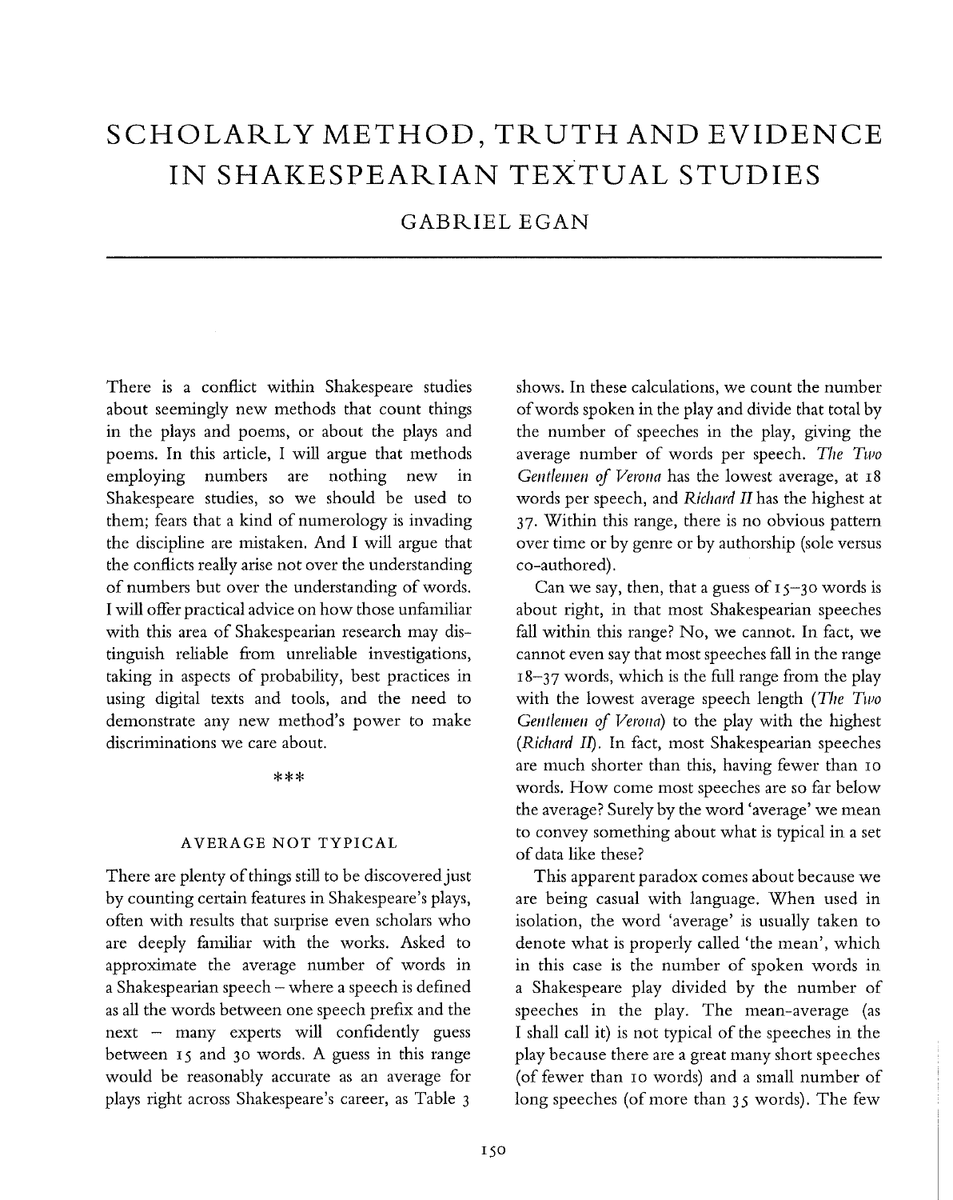# SCHOLARLY METHOD, TRUTH AND EVIDENCE IN SHAKESPEARIAN TEXTUAL STUDIES

GABRIEL EGAN

There is a conflict within Shakespeare studies about seemingly new methods that count things in the plays and poems, or about the plays and poems. In this article, I will argue that methods employing numbers are nothing new in Shakespeare studies, so we should be used to them; fears that a kind of numerology is invading the discipline are mistaken. And I will argue that the conflicts really arise not over the understanding of numbers but over the understanding of words. I will offer practical advice on how those unfamiliar with this area of Shakespearian research may distinguish reliable from unreliable investigations, taking in aspects of probability, best practices in using digital texts and tools, and the need to demonstrate any new method's power to make discriminations we care about.

\*\*\*

## AVERAGE NOT TYPICAL

There are plenty of things still to be discovered just by counting certain features in Shakespeare's plays, often with results that surprise even scholars who are deeply familiar with the works. Asked to approximate the average number of words in a Shakespearian speech – where a speech is defined as all the words between one speech prefix and the next – many experts will confidently guess between 15 and 30 words. A guess in this range would be reasonably accurate as an average for plays right across Shakespeare's career, as Table 3 shows. In these calculations, we count the number of words spoken in the play and divide that total by the number of speeches in the play, giving the average number of words per speech. *The Two Gentlemen of Verona* has the lowest average, at 18 words per speech, and *Richard II* has the highest at 37. Within this range, there is no obvious pattern over time or by genre or by authorship (sole versus co-authored).

Can we say, then, that a guess of 15–30 words is about right, in that most Shakespearian speeches fall within this range? No, we cannot. In fact, we cannot even say that most speeches fall in the range 18–37 words, which is the full range from the play with the lowest average speech length (*The Two Gentlemen of Verona*) to the play with the highest (*Richard II*). In fact, most Shakespearian speeches are much shorter than this, having fewer than 10 words. How come most speeches are so far below the average? Surely by the word 'average' we mean to convey something about what is typical in a set of data like these?

This apparent paradox comes about because we are being casual with language. When used in isolation, the word 'average' is usually taken to denote what is properly called 'the mean', which in this case is the number of spoken words in a Shakespeare play divided by the number of speeches in the play. The mean-average (as I shall call it) is not typical of the speeches in the play because there are a great many short speeches (of fewer than 10 words) and a small number of long speeches (of more than 35 words). The few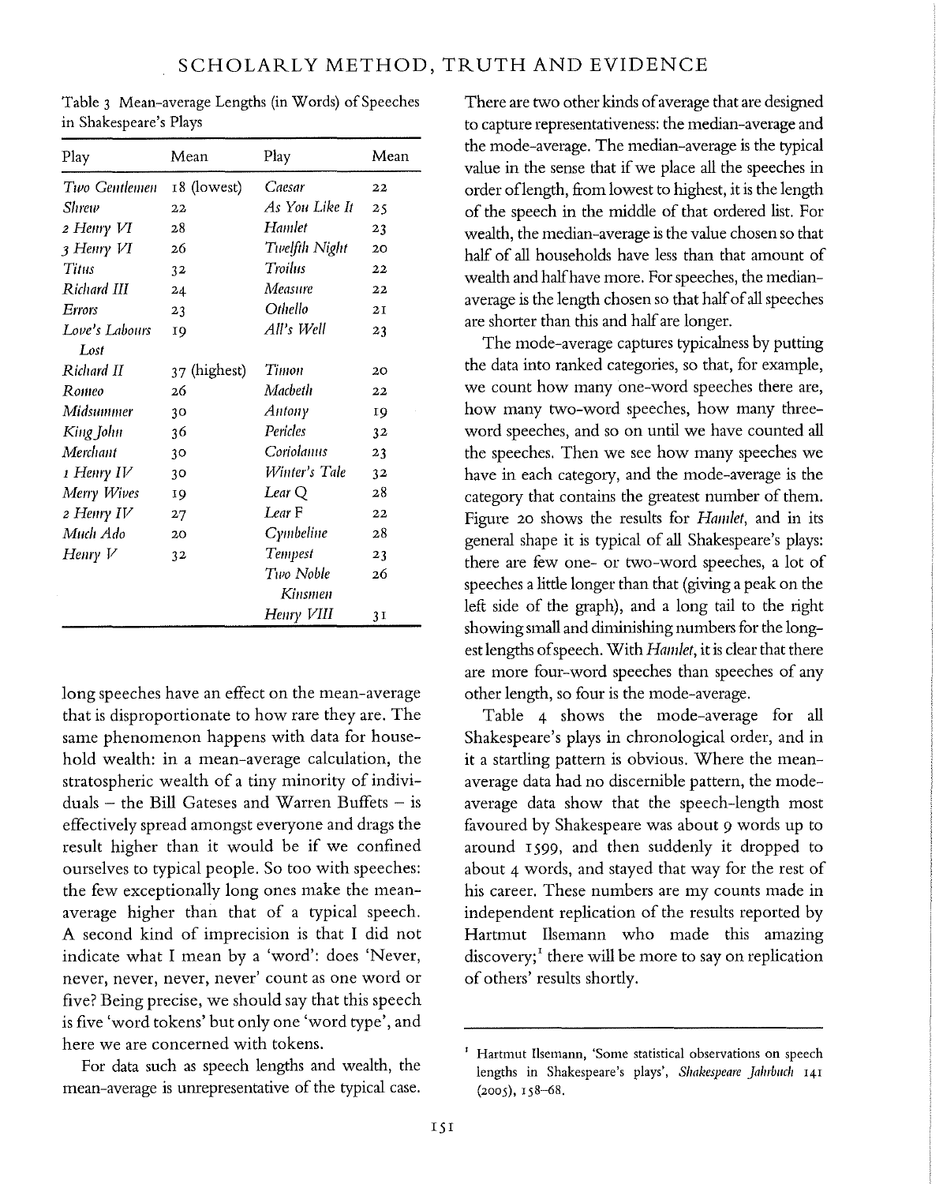Table 3 Mean-average Lengths (in Words) of Speeches in Shakespeare's Plays

| Play | Mean | Play | Mean |
|---|---|---|---|
| *Two Gentlemen* | 18 (lowest) | *Caesar* | 22 |
| *Shrew* | 22 | *As You Like It* | 25 |
| *2 Henry VI* | 28 | *Hamlet* | 23 |
| *3 Henry VI* | 26 | *Twelfth Night* | 20 |
| *Titus* | 32 | *Troilus* | 22 |
| *Richard III* | 24 | *Measure* | 22 |
| *Errors* | 23 | *Othello* | 21 |
| *Love's Labours Lost* | 19 | *All's Well* | 23 |
| *Richard II* | 37 (highest) | *Timon* | 20 |
| *Romeo* | 26 | *Macbeth* | 22 |
| *Midsummer* | 30 | *Antony* | 19 |
| *King John* | 36 | *Pericles* | 32 |
| *Merchant* | 30 | *Coriolanus* | 23 |
| *1 Henry IV* | 30 | *Winter's Tale* | 32 |
| *Merry Wives* | 19 | *Lear* Q | 28 |
| *2 Henry IV* | 27 | *Lear* F | 22 |
| *Much Ado* | 20 | *Cymbeline* | 28 |
| *Henry V* | 32 | *Tempest* | 23 |
| | | *Two Noble Kinsmen* | 26 |
| | | *Henry VIII* | 31 |

long speeches have an effect on the mean-average that is disproportionate to how rare they are. The same phenomenon happens with data for household wealth: in a mean-average calculation, the stratospheric wealth of a tiny minority of individuals – the Bill Gateses and Warren Buffets – is effectively spread amongst everyone and drags the result higher than it would be if we confined ourselves to typical people. So too with speeches: the few exceptionally long ones make the mean-average higher than that of a typical speech. A second kind of imprecision is that I did not indicate what I mean by a 'word': does 'Never, never, never, never, never' count as one word or five? Being precise, we should say that this speech is five 'word tokens' but only one 'word type', and here we are concerned with tokens.

For data such as speech lengths and wealth, the mean-average is unrepresentative of the typical case. There are two other kinds of average that are designed to capture representativeness: the median-average and the mode-average. The median-average is the typical value in the sense that if we place all the speeches in order of length, from lowest to highest, it is the length of the speech in the middle of that ordered list. For wealth, the median-average is the value chosen so that half of all households have less than that amount of wealth and half have more. For speeches, the median-average is the length chosen so that half of all speeches are shorter than this and half are longer.

The mode-average captures typicalness by putting the data into ranked categories, so that, for example, we count how many one-word speeches there are, how many two-word speeches, how many three-word speeches, and so on until we have counted all the speeches. Then we see how many speeches we have in each category, and the mode-average is the category that contains the greatest number of them. Figure 20 shows the results for *Hamlet*, and in its general shape it is typical of all Shakespeare's plays: there are few one- or two-word speeches, a lot of speeches a little longer than that (giving a peak on the left side of the graph), and a long tail to the right showing small and diminishing numbers for the longest lengths of speech. With *Hamlet*, it is clear that there are more four-word speeches than speeches of any other length, so four is the mode-average.

Table 4 shows the mode-average for all Shakespeare's plays in chronological order, and in it a startling pattern is obvious. Where the mean-average data had no discernible pattern, the mode-average data show that the speech-length most favoured by Shakespeare was about 9 words up to around 1599, and then suddenly it dropped to about 4 words, and stayed that way for the rest of his career. These numbers are my counts made in independent replication of the results reported by Hartmut Ilsemann who made this amazing discovery;[1] there will be more to say on replication of others' results shortly.

[1] Hartmut Ilsemann, 'Some statistical observations on speech lengths in Shakespeare's plays', *Shakespeare Jahrbuch* 141 (2005), 158–68.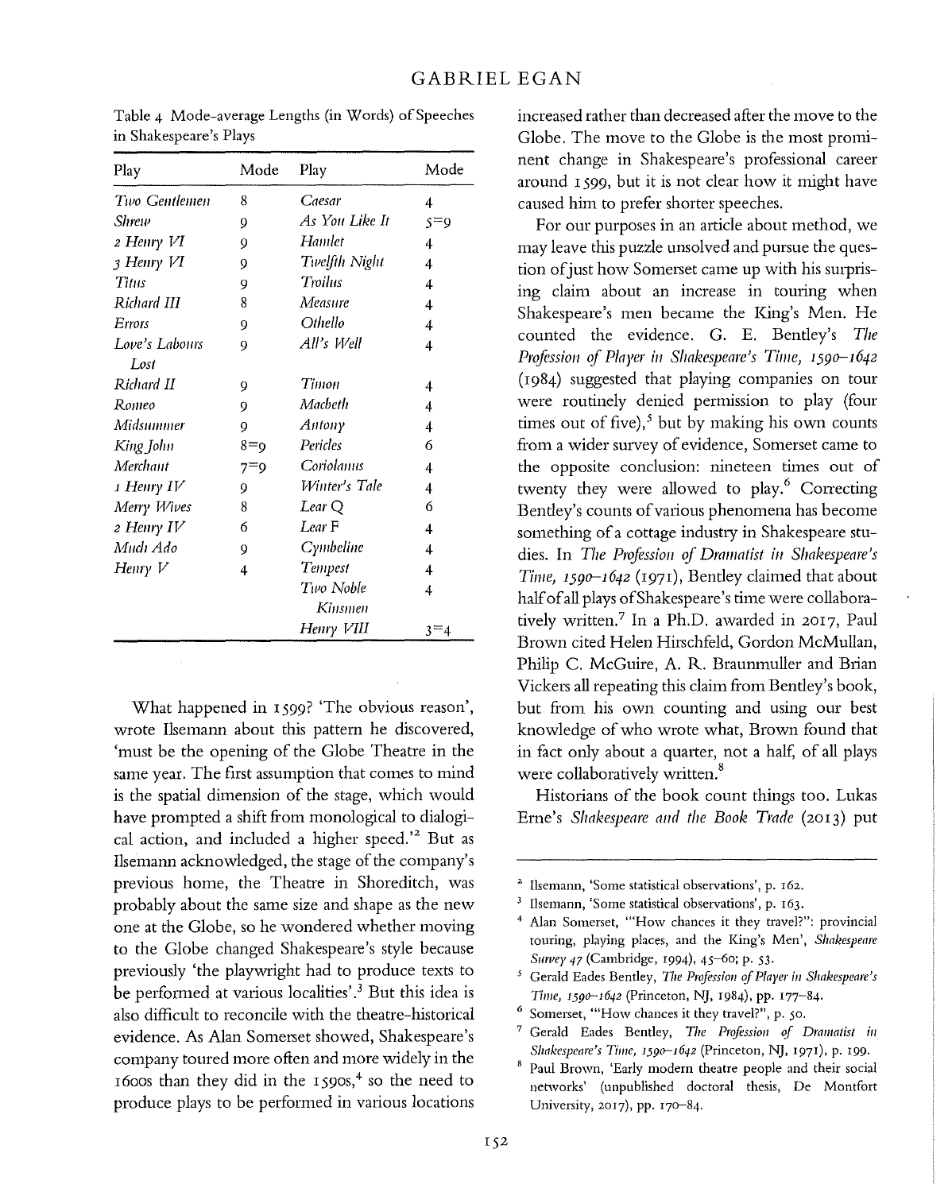Table 4 Mode-average Lengths (in Words) of Speeches in Shakespeare's Plays

| Play | Mode | Play | Mode |
|---|---|---|---|
| *Two Gentlemen* | 8 | *Caesar* | 4 |
| *Shrew* | 9 | *As You Like It* | 5=9 |
| *2 Henry VI* | 9 | *Hamlet* | 4 |
| *3 Henry VI* | 9 | *Twelfth Night* | 4 |
| *Titus* | 9 | *Troilus* | 4 |
| *Richard III* | 8 | *Measure* | 4 |
| *Errors* | 9 | *Othello* | 4 |
| *Love's Labours Lost* | 9 | *All's Well* | 4 |
| *Richard II* | 9 | *Timon* | 4 |
| *Romeo* | 9 | *Macbeth* | 4 |
| *Midsummer* | 9 | *Antony* | 4 |
| *King John* | 8=9 | *Pericles* | 6 |
| *Merchant* | 7=9 | *Coriolanus* | 4 |
| *1 Henry IV* | 9 | *Winter's Tale* | 4 |
| *Merry Wives* | 8 | *Lear* Q | 6 |
| *2 Henry IV* | 6 | *Lear* F | 4 |
| *Much Ado* | 9 | *Cymbeline* | 4 |
| *Henry V* | 4 | *Tempest* | 4 |
| | | *Two Noble Kinsmen* | 4 |
| | | *Henry VIII* | 3=4 |

What happened in 1599? 'The obvious reason', wrote Ilsemann about this pattern he discovered, 'must be the opening of the Globe Theatre in the same year. The first assumption that comes to mind is the spatial dimension of the stage, which would have prompted a shift from monological to dialogical action, and included a higher speed.'[2] But as Ilsemann acknowledged, the stage of the company's previous home, the Theatre in Shoreditch, was probably about the same size and shape as the new one at the Globe, so he wondered whether moving to the Globe changed Shakespeare's style because previously 'the playwright had to produce texts to be performed at various localities'.[3] But this idea is also difficult to reconcile with the theatre-historical evidence. As Alan Somerset showed, Shakespeare's company toured more often and more widely in the 1600s than they did in the 1590s,[4] so the need to produce plays to be performed in various locations increased rather than decreased after the move to the Globe. The move to the Globe is the most prominent change in Shakespeare's professional career around 1599, but it is not clear how it might have caused him to prefer shorter speeches.

For our purposes in an article about method, we may leave this puzzle unsolved and pursue the question of just how Somerset came up with his surprising claim about an increase in touring when Shakespeare's men became the King's Men. He counted the evidence. G. E. Bentley's *The Profession of Player in Shakespeare's Time, 1590–1642* (1984) suggested that playing companies on tour were routinely denied permission to play (four times out of five),[5] but by making his own counts from a wider survey of evidence, Somerset came to the opposite conclusion: nineteen times out of twenty they were allowed to play.[6] Correcting Bentley's counts of various phenomena has become something of a cottage industry in Shakespeare studies. In *The Profession of Dramatist in Shakespeare's Time, 1590–1642* (1971), Bentley claimed that about half of all plays of Shakespeare's time were collaboratively written.[7] In a Ph.D. awarded in 2017, Paul Brown cited Helen Hirschfeld, Gordon McMullan, Philip C. McGuire, A. R. Braunmuller and Brian Vickers all repeating this claim from Bentley's book, but from his own counting and using our best knowledge of who wrote what, Brown found that in fact only about a quarter, not a half, of all plays were collaboratively written.[8]

Historians of the book count things too. Lukas Erne's *Shakespeare and the Book Trade* (2013) put

---

[2] Ilsemann, 'Some statistical observations', p. 162.

[3] Ilsemann, 'Some statistical observations', p. 163.

[4] Alan Somerset, '"How chances it they travel?": provincial touring, playing places, and the King's Men', *Shakespeare Survey 47* (Cambridge, 1994), 45–60; p. 53.

[5] Gerald Eades Bentley, *The Profession of Player in Shakespeare's Time, 1590–1642* (Princeton, NJ, 1984), pp. 177–84.

[6] Somerset, '"How chances it they travel?"', p. 50.

[7] Gerald Eades Bentley, *The Profession of Dramatist in Shakespeare's Time, 1590–1642* (Princeton, NJ, 1971), p. 199.

[8] Paul Brown, 'Early modern theatre people and their social networks' (unpublished doctoral thesis, De Montfort University, 2017), pp. 170–84.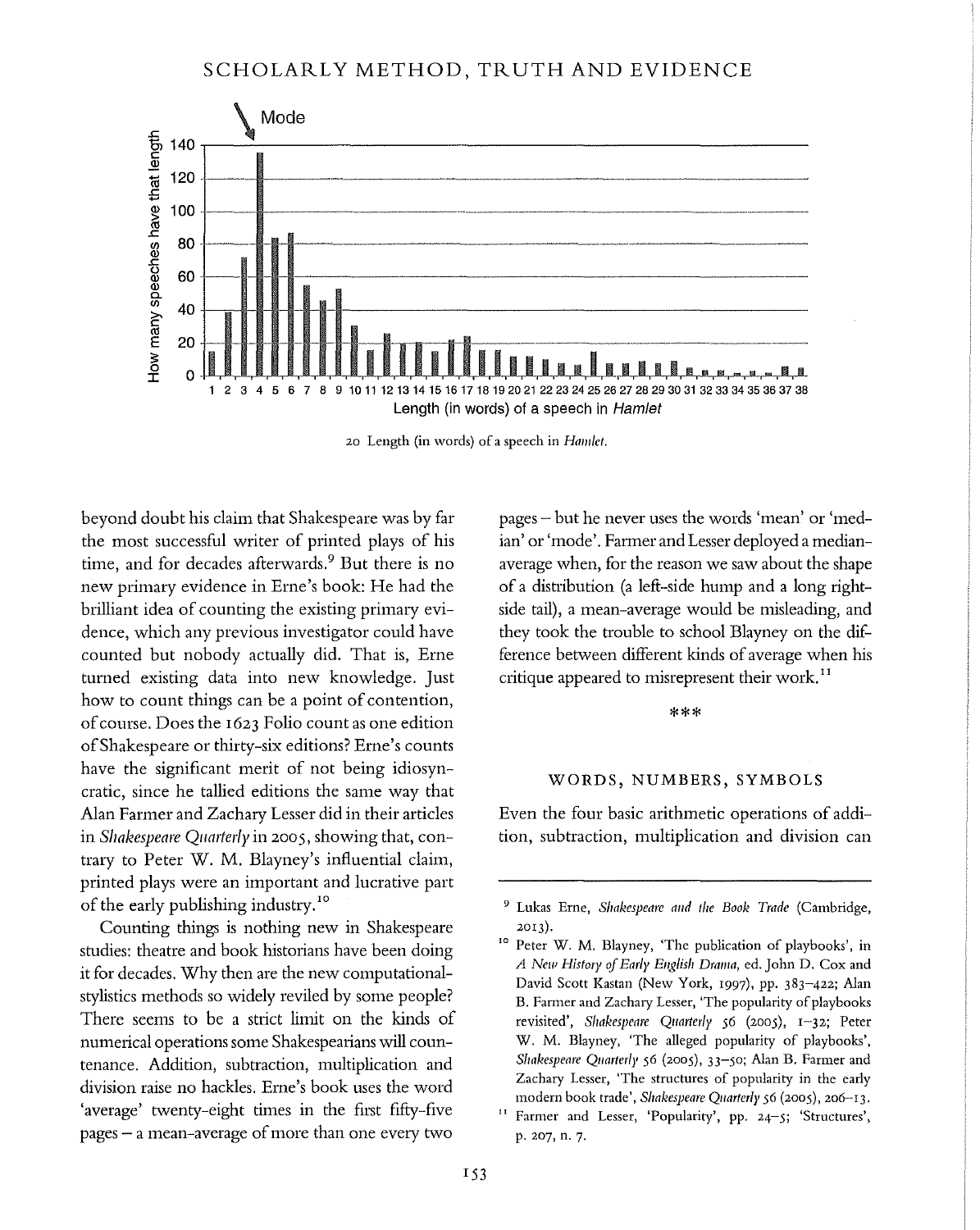20 Length (in words) of a speech in *Hamlet*.

beyond doubt his claim that Shakespeare was by far the most successful writer of printed plays of his time, and for decades afterwards.[9] But there is no new primary evidence in Erne's book: He had the brilliant idea of counting the existing primary evidence, which any previous investigator could have counted but nobody actually did. That is, Erne turned existing data into new knowledge. Just how to count things can be a point of contention, of course. Does the 1623 Folio count as one edition of Shakespeare or thirty-six editions? Erne's counts have the significant merit of not being idiosyncratic, since he tallied editions the same way that Alan Farmer and Zachary Lesser did in their articles in *Shakespeare Quarterly* in 2005, showing that, contrary to Peter W. M. Blayney's influential claim, printed plays were an important and lucrative part of the early publishing industry.[10]

Counting things is nothing new in Shakespeare studies: theatre and book historians have been doing it for decades. Why then are the new computational-stylistics methods so widely reviled by some people? There seems to be a strict limit on the kinds of numerical operations some Shakespearians will countenance. Addition, subtraction, multiplication and division raise no hackles. Erne's book uses the word 'average' twenty-eight times in the first fifty-five pages – a mean-average of more than one every two pages – but he never uses the words 'mean' or 'median' or 'mode'. Farmer and Lesser deployed a median-average when, for the reason we saw about the shape of a distribution (a left-side hump and a long right-side tail), a mean-average would be misleading, and they took the trouble to school Blayney on the difference between different kinds of average when his critique appeared to misrepresent their work.[11]

***

## WORDS, NUMBERS, SYMBOLS

Even the four basic arithmetic operations of addition, subtraction, multiplication and division can

---

[9] Lukas Erne, *Shakespeare and the Book Trade* (Cambridge, 2013).

[10] Peter W. M. Blayney, 'The publication of playbooks', in *A New History of Early English Drama*, ed. John D. Cox and David Scott Kastan (New York, 1997), pp. 383–422; Alan B. Farmer and Zachary Lesser, 'The popularity of playbooks revisited', *Shakespeare Quarterly* 56 (2005), 1–32; Peter W. M. Blayney, 'The alleged popularity of playbooks', *Shakespeare Quarterly* 56 (2005), 33–50; Alan B. Farmer and Zachary Lesser, 'The structures of popularity in the early modern book trade', *Shakespeare Quarterly* 56 (2005), 206–13.

[11] Farmer and Lesser, 'Popularity', pp. 24–5; 'Structures', p. 207, n. 7.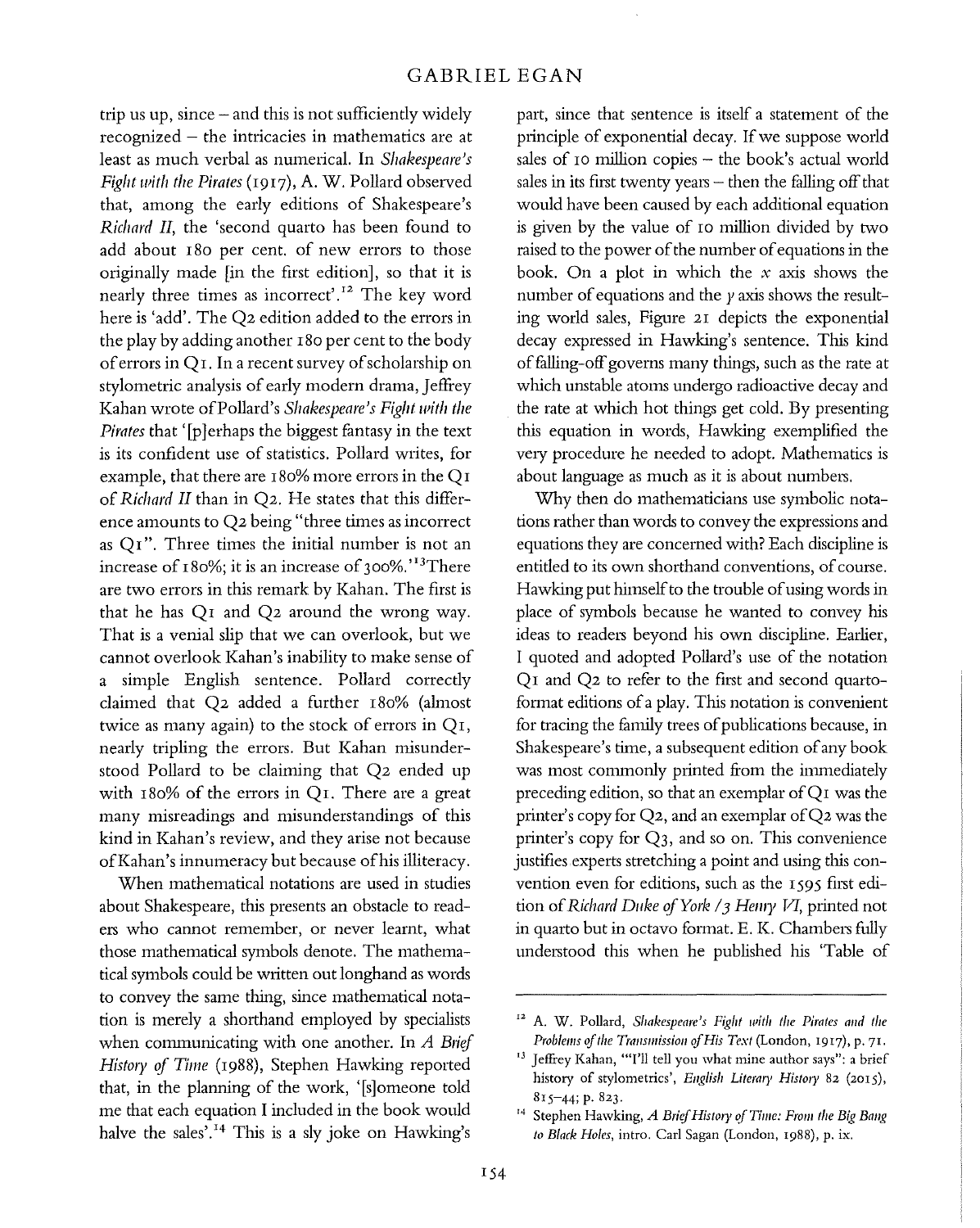trip us up, since – and this is not sufficiently widely recognized – the intricacies in mathematics are at least as much verbal as numerical. In *Shakespeare's Fight with the Pirates* (1917), A. W. Pollard observed that, among the early editions of Shakespeare's *Richard II*, the 'second quarto has been found to add about 180 per cent. of new errors to those originally made [in the first edition], so that it is nearly three times as incorrect'.[12] The key word here is 'add'. The Q2 edition added to the errors in the play by adding another 180 per cent to the body of errors in Q1. In a recent survey of scholarship on stylometric analysis of early modern drama, Jeffrey Kahan wrote of Pollard's *Shakespeare's Fight with the Pirates* that '[p]erhaps the biggest fantasy in the text is its confident use of statistics. Pollard writes, for example, that there are 180% more errors in the Q1 of *Richard II* than in Q2. He states that this difference amounts to Q2 being "three times as incorrect as Q1". Three times the initial number is not an increase of 180%; it is an increase of 300%.'[13] There are two errors in this remark by Kahan. The first is that he has Q1 and Q2 around the wrong way. That is a venial slip that we can overlook, but we cannot overlook Kahan's inability to make sense of a simple English sentence. Pollard correctly claimed that Q2 added a further 180% (almost twice as many again) to the stock of errors in Q1, nearly tripling the errors. But Kahan misunderstood Pollard to be claiming that Q2 ended up with 180% of the errors in Q1. There are a great many misreadings and misunderstandings of this kind in Kahan's review, and they arise not because of Kahan's innumeracy but because of his illiteracy.

When mathematical notations are used in studies about Shakespeare, this presents an obstacle to readers who cannot remember, or never learnt, what those mathematical symbols denote. The mathematical symbols could be written out longhand as words to convey the same thing, since mathematical notation is merely a shorthand employed by specialists when communicating with one another. In *A Brief History of Time* (1988), Stephen Hawking reported that, in the planning of the work, '[s]omeone told me that each equation I included in the book would halve the sales'.[14] This is a sly joke on Hawking's part, since that sentence is itself a statement of the principle of exponential decay. If we suppose world sales of 10 million copies – the book's actual world sales in its first twenty years – then the falling off that would have been caused by each additional equation is given by the value of 10 million divided by two raised to the power of the number of equations in the book. On a plot in which the $x$ axis shows the number of equations and the $y$ axis shows the resulting world sales, Figure 21 depicts the exponential decay expressed in Hawking's sentence. This kind of falling-off governs many things, such as the rate at which unstable atoms undergo radioactive decay and the rate at which hot things get cold. By presenting this equation in words, Hawking exemplified the very procedure he needed to adopt. Mathematics is about language as much as it is about numbers.

Why then do mathematicians use symbolic notations rather than words to convey the expressions and equations they are concerned with? Each discipline is entitled to its own shorthand conventions, of course. Hawking put himself to the trouble of using words in place of symbols because he wanted to convey his ideas to readers beyond his own discipline. Earlier, I quoted and adopted Pollard's use of the notation Q1 and Q2 to refer to the first and second quarto-format editions of a play. This notation is convenient for tracing the family trees of publications because, in Shakespeare's time, a subsequent edition of any book was most commonly printed from the immediately preceding edition, so that an exemplar of Q1 was the printer's copy for Q2, and an exemplar of Q2 was the printer's copy for Q3, and so on. This convenience justifies experts stretching a point and using this convention even for editions, such as the 1595 first edition of *Richard Duke of York / 3 Henry VI*, printed not in quarto but in octavo format. E. K. Chambers fully understood this when he published his 'Table of

---

[12] A. W. Pollard, *Shakespeare's Fight with the Pirates and the Problems of the Transmission of His Text* (London, 1917), p. 71.

[13] Jeffrey Kahan, '"I'll tell you what mine author says": a brief history of stylometrics', *English Literary History* 82 (2015), 815–44; p. 823.

[14] Stephen Hawking, *A Brief History of Time: From the Big Bang to Black Holes*, intro. Carl Sagan (London, 1988), p. ix.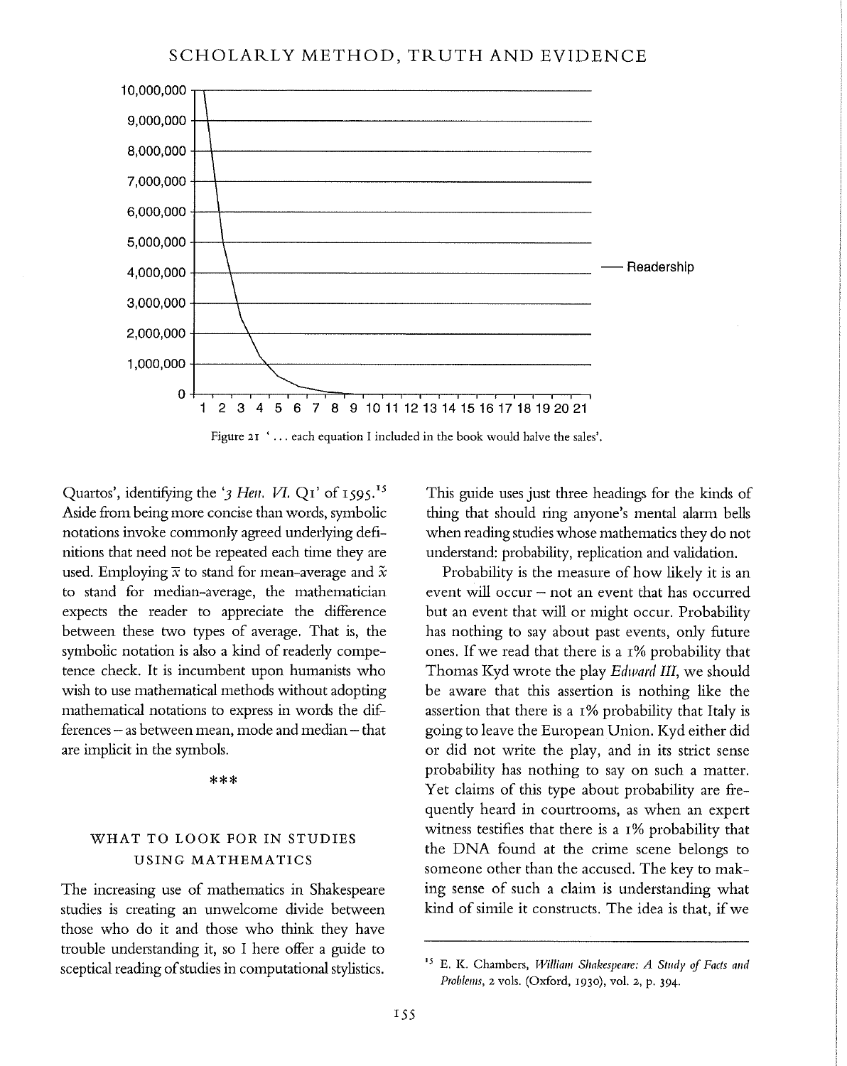10,000,000
9,000,000
8,000,000
7,000,000
6,000,000
5,000,000
4,000,000
3,000,000
2,000,000
1,000,000
0
1 2 3 4 5 6 7 8 9 10 11 12 13 14 15 16 17 18 19 20 21

— Readership

Figure 21 '. . . each equation I included in the book would halve the sales'.

Quartos', identifying the '*3 Hen. VI.* Q1' of 1595.[15] Aside from being more concise than words, symbolic notations invoke commonly agreed underlying definitions that need not be repeated each time they are used. Employing $\bar{x}$ to stand for mean-average and $\tilde{x}$ to stand for median-average, the mathematician expects the reader to appreciate the difference between these two types of average. That is, the symbolic notation is also a kind of readerly competence check. It is incumbent upon humanists who wish to use mathematical methods without adopting mathematical notations to express in words the differences – as between mean, mode and median – that are implicit in the symbols.

\*\*\*

## WHAT TO LOOK FOR IN STUDIES USING MATHEMATICS

The increasing use of mathematics in Shakespeare studies is creating an unwelcome divide between those who do it and those who think they have trouble understanding it, so I here offer a guide to sceptical reading of studies in computational stylistics. This guide uses just three headings for the kinds of thing that should ring anyone's mental alarm bells when reading studies whose mathematics they do not understand: probability, replication and validation.

Probability is the measure of how likely it is an event will occur – not an event that has occurred but an event that will or might occur. Probability has nothing to say about past events, only future ones. If we read that there is a 1% probability that Thomas Kyd wrote the play *Edward III*, we should be aware that this assertion is nothing like the assertion that there is a 1% probability that Italy is going to leave the European Union. Kyd either did or did not write the play, and in its strict sense probability has nothing to say on such a matter. Yet claims of this type about probability are frequently heard in courtrooms, as when an expert witness testifies that there is a 1% probability that the DNA found at the crime scene belongs to someone other than the accused. The key to making sense of such a claim is understanding what kind of simile it constructs. The idea is that, if we

[15] E. K. Chambers, *William Shakespeare: A Study of Facts and Problems*, 2 vols. (Oxford, 1930), vol. 2, p. 394.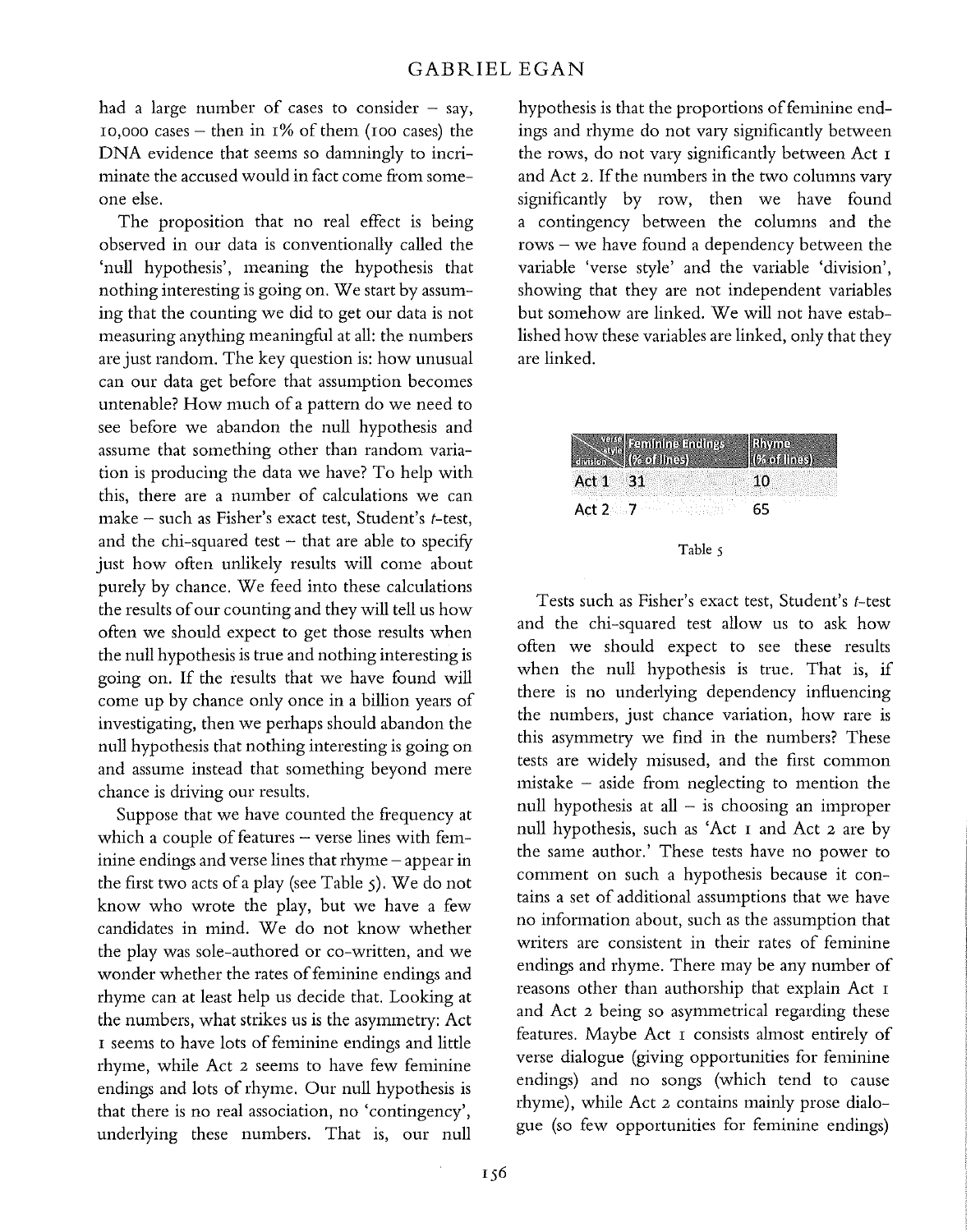had a large number of cases to consider – say, 10,000 cases – then in 1% of them (100 cases) the DNA evidence that seems so damningly to incriminate the accused would in fact come from someone else.

The proposition that no real effect is being observed in our data is conventionally called the 'null hypothesis', meaning the hypothesis that nothing interesting is going on. We start by assuming that the counting we did to get our data is not measuring anything meaningful at all: the numbers are just random. The key question is: how unusual can our data get before that assumption becomes untenable? How much of a pattern do we need to see before we abandon the null hypothesis and assume that something other than random variation is producing the data we have? To help with this, there are a number of calculations we can make – such as Fisher's exact test, Student's *t*-test, and the chi-squared test – that are able to specify just how often unlikely results will come about purely by chance. We feed into these calculations the results of our counting and they will tell us how often we should expect to get those results when the null hypothesis is true and nothing interesting is going on. If the results that we have found will come up by chance only once in a billion years of investigating, then we perhaps should abandon the null hypothesis that nothing interesting is going on and assume instead that something beyond mere chance is driving our results.

Suppose that we have counted the frequency at which a couple of features – verse lines with feminine endings and verse lines that rhyme – appear in the first two acts of a play (see Table 5). We do not know who wrote the play, but we have a few candidates in mind. We do not know whether the play was sole-authored or co-written, and we wonder whether the rates of feminine endings and rhyme can at least help us decide that. Looking at the numbers, what strikes us is the asymmetry: Act 1 seems to have lots of feminine endings and little rhyme, while Act 2 seems to have few feminine endings and lots of rhyme. Our null hypothesis is that there is no real association, no 'contingency', underlying these numbers. That is, our null hypothesis is that the proportions of feminine endings and rhyme do not vary significantly between the rows, do not vary significantly between Act 1 and Act 2. If the numbers in the two columns vary significantly by row, then we have found a contingency between the columns and the rows – we have found a dependency between the variable 'verse style' and the variable 'division', showing that they are not independent variables but somehow are linked. We will not have established how these variables are linked, only that they are linked.

| division \ verse style | Feminine Endings (% of lines) | Rhyme (% of lines) |
| --- | --- | --- |
| Act 1 | 31 | 10 |
| Act 2 | 7 | 65 |

Table 5

Tests such as Fisher's exact test, Student's *t*-test and the chi-squared test allow us to ask how often we should expect to see these results when the null hypothesis is true. That is, if there is no underlying dependency influencing the numbers, just chance variation, how rare is this asymmetry we find in the numbers? These tests are widely misused, and the first common mistake – aside from neglecting to mention the null hypothesis at all – is choosing an improper null hypothesis, such as 'Act 1 and Act 2 are by the same author.' These tests have no power to comment on such a hypothesis because it contains a set of additional assumptions that we have no information about, such as the assumption that writers are consistent in their rates of feminine endings and rhyme. There may be any number of reasons other than authorship that explain Act 1 and Act 2 being so asymmetrical regarding these features. Maybe Act 1 consists almost entirely of verse dialogue (giving opportunities for feminine endings) and no songs (which tend to cause rhyme), while Act 2 contains mainly prose dialogue (so few opportunities for feminine endings)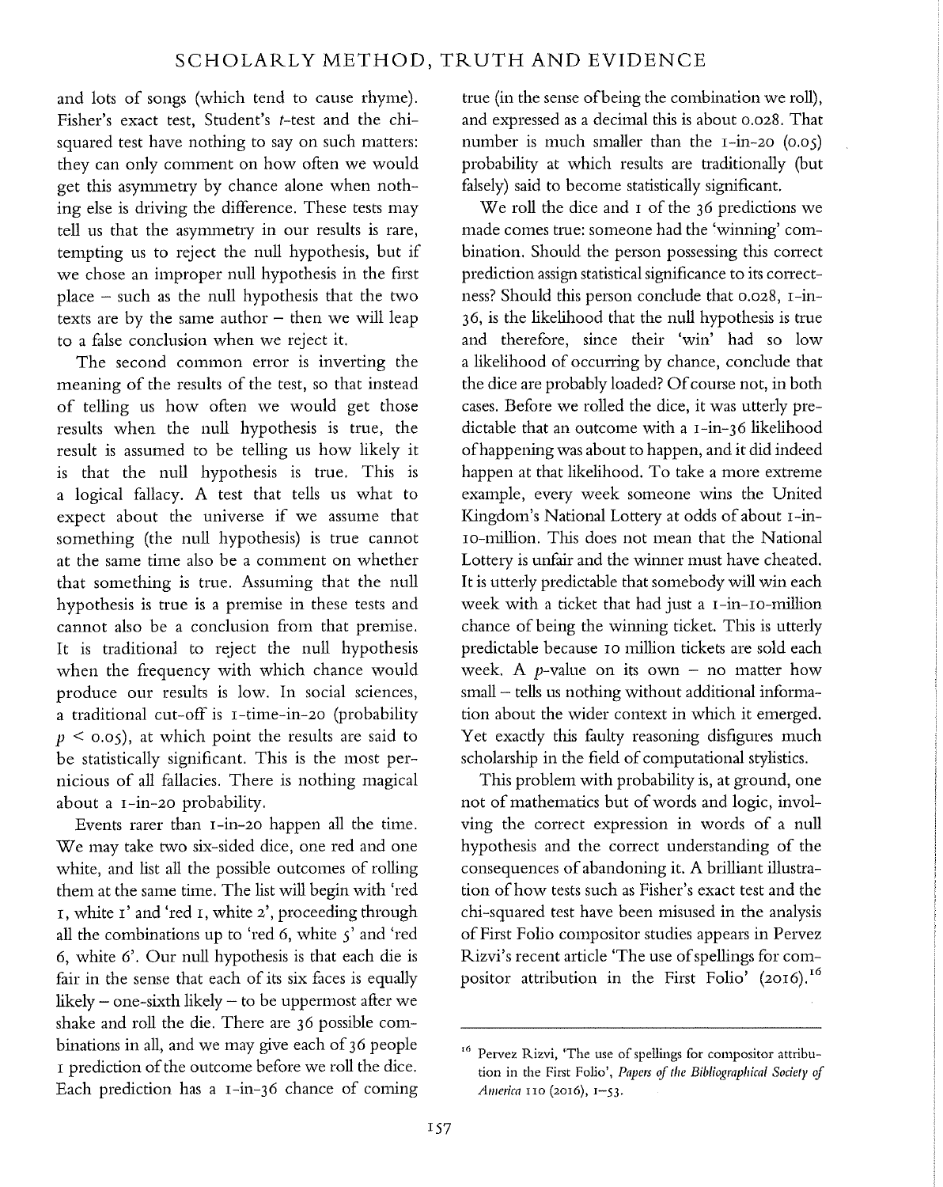and lots of songs (which tend to cause rhyme). Fisher's exact test, Student's *t*-test and the chi-squared test have nothing to say on such matters: they can only comment on how often we would get this asymmetry by chance alone when nothing else is driving the difference. These tests may tell us that the asymmetry in our results is rare, tempting us to reject the null hypothesis, but if we chose an improper null hypothesis in the first place – such as the null hypothesis that the two texts are by the same author – then we will leap to a false conclusion when we reject it.

The second common error is inverting the meaning of the results of the test, so that instead of telling us how often we would get those results when the null hypothesis is true, the result is assumed to be telling us how likely it is that the null hypothesis is true. This is a logical fallacy. A test that tells us what to expect about the universe if we assume that something (the null hypothesis) is true cannot at the same time also be a comment on whether that something is true. Assuming that the null hypothesis is true is a premise in these tests and cannot also be a conclusion from that premise. It is traditional to reject the null hypothesis when the frequency with which chance would produce our results is low. In social sciences, a traditional cut-off is 1-time-in-20 (probability $p < 0.05$), at which point the results are said to be statistically significant. This is the most pernicious of all fallacies. There is nothing magical about a 1-in-20 probability.

Events rarer than 1-in-20 happen all the time. We may take two six-sided dice, one red and one white, and list all the possible outcomes of rolling them at the same time. The list will begin with 'red 1, white 1' and 'red 1, white 2', proceeding through all the combinations up to 'red 6, white 5' and 'red 6, white 6'. Our null hypothesis is that each die is fair in the sense that each of its six faces is equally likely – one-sixth likely – to be uppermost after we shake and roll the die. There are 36 possible combinations in all, and we may give each of 36 people 1 prediction of the outcome before we roll the dice. Each prediction has a 1-in-36 chance of coming true (in the sense of being the combination we roll), and expressed as a decimal this is about 0.028. That number is much smaller than the 1-in-20 (0.05) probability at which results are traditionally (but falsely) said to become statistically significant.

We roll the dice and 1 of the 36 predictions we made comes true: someone had the 'winning' combination. Should the person possessing this correct prediction assign statistical significance to its correctness? Should this person conclude that 0.028, 1-in-36, is the likelihood that the null hypothesis is true and therefore, since their 'win' had so low a likelihood of occurring by chance, conclude that the dice are probably loaded? Of course not, in both cases. Before we rolled the dice, it was utterly predictable that an outcome with a 1-in-36 likelihood of happening was about to happen, and it did indeed happen at that likelihood. To take a more extreme example, every week someone wins the United Kingdom's National Lottery at odds of about 1-in-10-million. This does not mean that the National Lottery is unfair and the winner must have cheated. It is utterly predictable that somebody will win each week with a ticket that had just a 1-in-10-million chance of being the winning ticket. This is utterly predictable because 10 million tickets are sold each week. A *p*-value on its own – no matter how small – tells us nothing without additional information about the wider context in which it emerged. Yet exactly this faulty reasoning disfigures much scholarship in the field of computational stylistics.

This problem with probability is, at ground, one not of mathematics but of words and logic, involving the correct expression in words of a null hypothesis and the correct understanding of the consequences of abandoning it. A brilliant illustration of how tests such as Fisher's exact test and the chi-squared test have been misused in the analysis of First Folio compositor studies appears in Pervez Rizvi's recent article 'The use of spellings for compositor attribution in the First Folio' (2016).[16]

[16] Pervez Rizvi, 'The use of spellings for compositor attribution in the First Folio', *Papers of the Bibliographical Society of America* 110 (2016), 1–53.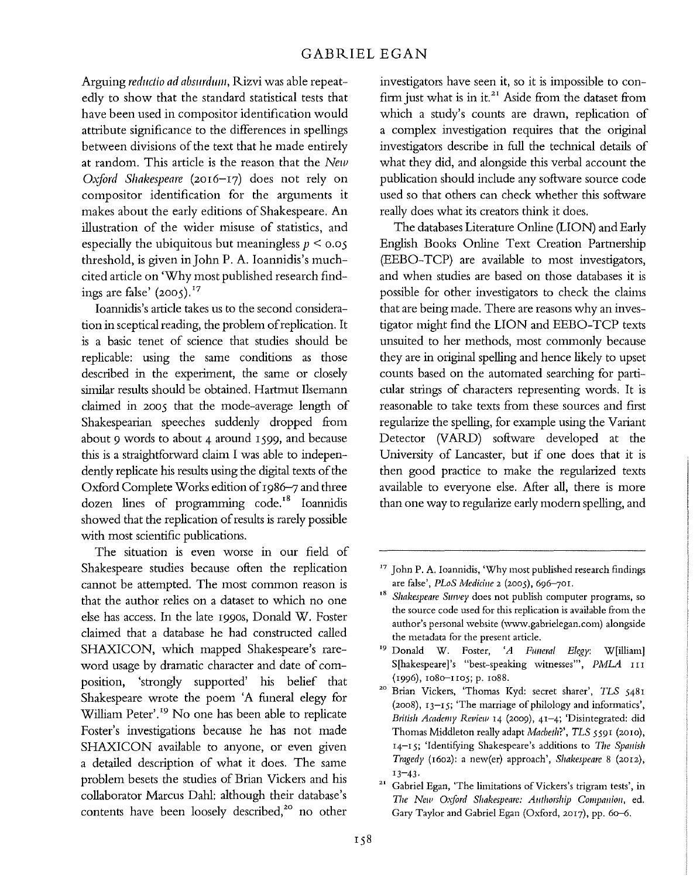Arguing *reductio ad absurdum*, Rizvi was able repeatedly to show that the standard statistical tests that have been used in compositor identification would attribute significance to the differences in spellings between divisions of the text that he made entirely at random. This article is the reason that the *New Oxford Shakespeare* (2016–17) does not rely on compositor identification for the arguments it makes about the early editions of Shakespeare. An illustration of the wider misuse of statistics, and especially the ubiquitous but meaningless $p < 0.05$ threshold, is given in John P. A. Ioannidis's much-cited article on 'Why most published research findings are false' (2005).[17]

Ioannidis's article takes us to the second consideration in sceptical reading, the problem of replication. It is a basic tenet of science that studies should be replicable: using the same conditions as those described in the experiment, the same or closely similar results should be obtained. Hartmut Ilsemann claimed in 2005 that the mode-average length of Shakespearian speeches suddenly dropped from about 9 words to about 4 around 1599, and because this is a straightforward claim I was able to independently replicate his results using the digital texts of the Oxford Complete Works edition of 1986–7 and three dozen lines of programming code.[18] Ioannidis showed that the replication of results is rarely possible with most scientific publications.

The situation is even worse in our field of Shakespeare studies because often the replication cannot be attempted. The most common reason is that the author relies on a dataset to which no one else has access. In the late 1990s, Donald W. Foster claimed that a database he had constructed called SHAXICON, which mapped Shakespeare's rare-word usage by dramatic character and date of composition, 'strongly supported' his belief that Shakespeare wrote the poem 'A funeral elegy for William Peter'.[19] No one has been able to replicate Foster's investigations because he has not made SHAXICON available to anyone, or even given a detailed description of what it does. The same problem besets the studies of Brian Vickers and his collaborator Marcus Dahl: although their database's contents have been loosely described,[20] no other investigators have seen it, so it is impossible to confirm just what is in it.[21] Aside from the dataset from which a study's counts are drawn, replication of a complex investigation requires that the original investigators describe in full the technical details of what they did, and alongside this verbal account the publication should include any software source code used so that others can check whether this software really does what its creators think it does.

The databases Literature Online (LION) and Early English Books Online Text Creation Partnership (EEBO-TCP) are available to most investigators, and when studies are based on those databases it is possible for other investigators to check the claims that are being made. There are reasons why an investigator might find the LION and EEBO-TCP texts unsuited to her methods, most commonly because they are in original spelling and hence likely to upset counts based on the automated searching for particular strings of characters representing words. It is reasonable to take texts from these sources and first regularize the spelling, for example using the Variant Detector (VARD) software developed at the University of Lancaster, but if one does that it is then good practice to make the regularized texts available to everyone else. After all, there is more than one way to regularize early modern spelling, and

---

[17] John P. A. Ioannidis, 'Why most published research findings are false', *PLoS Medicine* 2 (2005), 696–701.

[18] *Shakespeare Survey* does not publish computer programs, so the source code used for this replication is available from the author's personal website (www.gabrielegan.com) alongside the metadata for the present article.

[19] Donald W. Foster, '*A Funeral Elegy*: W[illiam] S[hakespeare]'s "best-speaking witnesses"', *PMLA* 111 (1996), 1080–1105; p. 1088.

[20] Brian Vickers, 'Thomas Kyd: secret sharer', *TLS* 5481 (2008), 13–15; 'The marriage of philology and informatics', *British Academy Review* 14 (2009), 41–4; 'Disintegrated: did Thomas Middleton really adapt *Macbeth*?', *TLS* 5591 (2010), 14–15; 'Identifying Shakespeare's additions to *The Spanish Tragedy* (1602): a new(er) approach', *Shakespeare* 8 (2012), 13–43.

[21] Gabriel Egan, 'The limitations of Vickers's trigram tests', in *The New Oxford Shakespeare: Authorship Companion*, ed. Gary Taylor and Gabriel Egan (Oxford, 2017), pp. 60–6.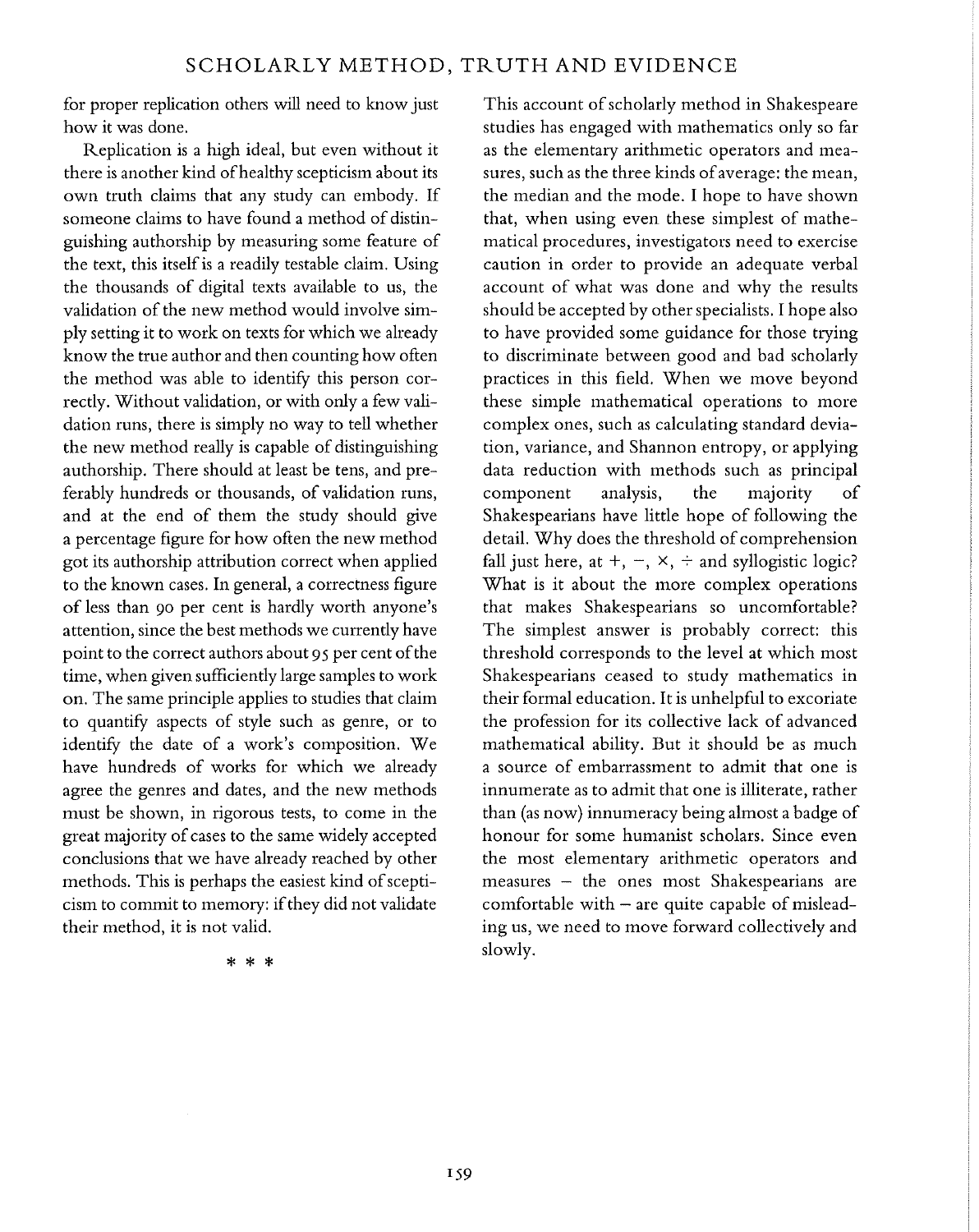for proper replication others will need to know just how it was done.

Replication is a high ideal, but even without it there is another kind of healthy scepticism about its own truth claims that any study can embody. If someone claims to have found a method of distinguishing authorship by measuring some feature of the text, this itself is a readily testable claim. Using the thousands of digital texts available to us, the validation of the new method would involve simply setting it to work on texts for which we already know the true author and then counting how often the method was able to identify this person correctly. Without validation, or with only a few validation runs, there is simply no way to tell whether the new method really is capable of distinguishing authorship. There should at least be tens, and preferably hundreds or thousands, of validation runs, and at the end of them the study should give a percentage figure for how often the new method got its authorship attribution correct when applied to the known cases. In general, a correctness figure of less than 90 per cent is hardly worth anyone's attention, since the best methods we currently have point to the correct authors about 95 per cent of the time, when given sufficiently large samples to work on. The same principle applies to studies that claim to quantify aspects of style such as genre, or to identify the date of a work's composition. We have hundreds of works for which we already agree the genres and dates, and the new methods must be shown, in rigorous tests, to come in the great majority of cases to the same widely accepted conclusions that we have already reached by other methods. This is perhaps the easiest kind of scepticism to commit to memory: if they did not validate their method, it is not valid.

\* \* \*

This account of scholarly method in Shakespeare studies has engaged with mathematics only so far as the elementary arithmetic operators and measures, such as the three kinds of average: the mean, the median and the mode. I hope to have shown that, when using even these simplest of mathematical procedures, investigators need to exercise caution in order to provide an adequate verbal account of what was done and why the results should be accepted by other specialists. I hope also to have provided some guidance for those trying to discriminate between good and bad scholarly practices in this field. When we move beyond these simple mathematical operations to more complex ones, such as calculating standard deviation, variance, and Shannon entropy, or applying data reduction with methods such as principal component analysis, the majority of Shakespearians have little hope of following the detail. Why does the threshold of comprehension fall just here, at $+$, $-$, $\times$, $\div$ and syllogistic logic? What is it about the more complex operations that makes Shakespearians so uncomfortable? The simplest answer is probably correct: this threshold corresponds to the level at which most Shakespearians ceased to study mathematics in their formal education. It is unhelpful to excoriate the profession for its collective lack of advanced mathematical ability. But it should be as much a source of embarrassment to admit that one is innumerate as to admit that one is illiterate, rather than (as now) innumeracy being almost a badge of honour for some humanist scholars. Since even the most elementary arithmetic operators and measures – the ones most Shakespearians are comfortable with – are quite capable of misleading us, we need to move forward collectively and slowly.